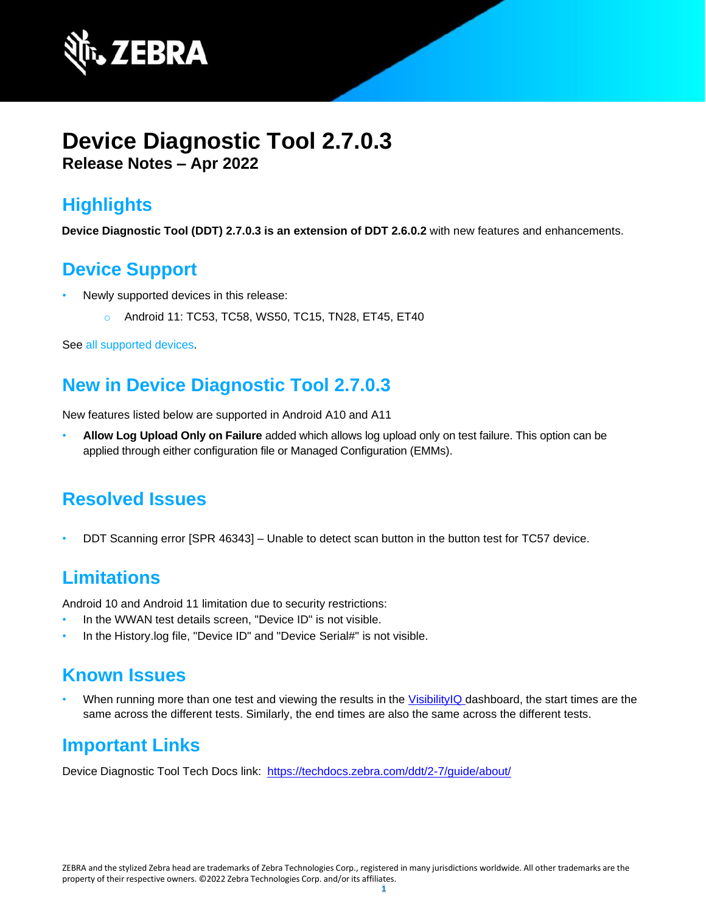# Device Diagnostic Tool 2.7.0.3

**Release Notes – Apr 2022**

## Highlights

**Device Diagnostic Tool (DDT) 2.7.0.3 is an extension of DDT 2.6.0.2** with new features and enhancements.

## Device Support

- Newly supported devices in this release:
  - Android 11: TC53, TC58, WS50, TC15, TN28, ET45, ET40

See all supported devices.

## New in Device Diagnostic Tool 2.7.0.3

New features listed below are supported in Android A10 and A11

- **Allow Log Upload Only on Failure** added which allows log upload only on test failure. This option can be applied through either configuration file or Managed Configuration (EMMs).

## Resolved Issues

- DDT Scanning error [SPR 46343] – Unable to detect scan button in the button test for TC57 device.

## Limitations

Android 10 and Android 11 limitation due to security restrictions:

- In the WWAN test details screen, "Device ID" is not visible.
- In the History.log file, "Device ID" and "Device Serial#" is not visible.

## Known Issues

- When running more than one test and viewing the results in the VisibilityIQ dashboard, the start times are the same across the different tests. Similarly, the end times are also the same across the different tests.

## Important Links

Device Diagnostic Tool Tech Docs link: https://techdocs.zebra.com/ddt/2-7/guide/about/

ZEBRA and the stylized Zebra head are trademarks of Zebra Technologies Corp., registered in many jurisdictions worldwide. All other trademarks are the property of their respective owners. ©2022 Zebra Technologies Corp. and/or its affiliates.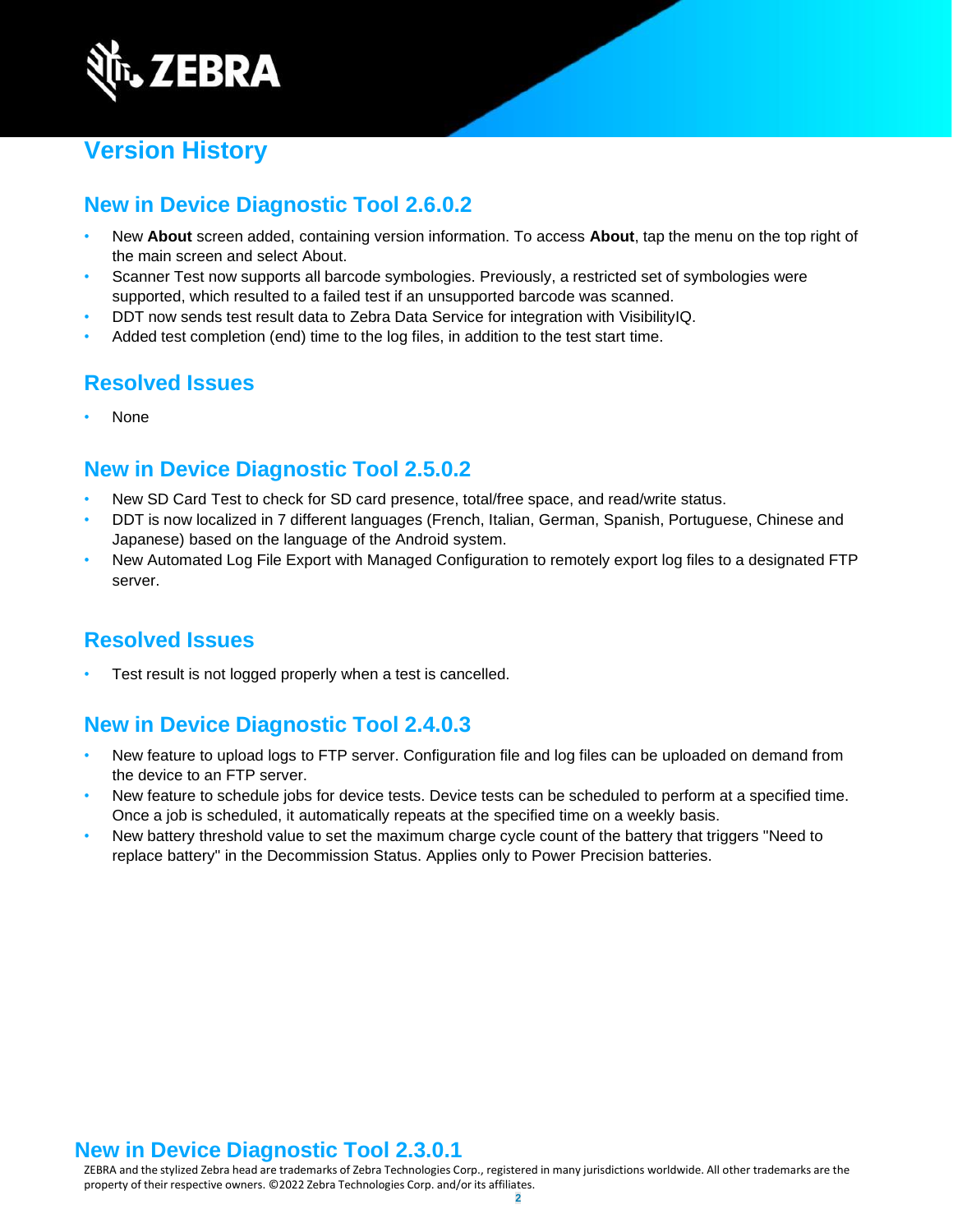## Version History

### New in Device Diagnostic Tool 2.6.0.2

- New **About** screen added, containing version information. To access **About**, tap the menu on the top right of the main screen and select About.
- Scanner Test now supports all barcode symbologies. Previously, a restricted set of symbologies were supported, which resulted to a failed test if an unsupported barcode was scanned.
- DDT now sends test result data to Zebra Data Service for integration with VisibilityIQ.
- Added test completion (end) time to the log files, in addition to the test start time.

### Resolved Issues

- None

### New in Device Diagnostic Tool 2.5.0.2

- New SD Card Test to check for SD card presence, total/free space, and read/write status.
- DDT is now localized in 7 different languages (French, Italian, German, Spanish, Portuguese, Chinese and Japanese) based on the language of the Android system.
- New Automated Log File Export with Managed Configuration to remotely export log files to a designated FTP server.

### Resolved Issues

- Test result is not logged properly when a test is cancelled.

### New in Device Diagnostic Tool 2.4.0.3

- New feature to upload logs to FTP server. Configuration file and log files can be uploaded on demand from the device to an FTP server.
- New feature to schedule jobs for device tests. Device tests can be scheduled to perform at a specified time. Once a job is scheduled, it automatically repeats at the specified time on a weekly basis.
- New battery threshold value to set the maximum charge cycle count of the battery that triggers "Need to replace battery" in the Decommission Status. Applies only to Power Precision batteries.

### New in Device Diagnostic Tool 2.3.0.1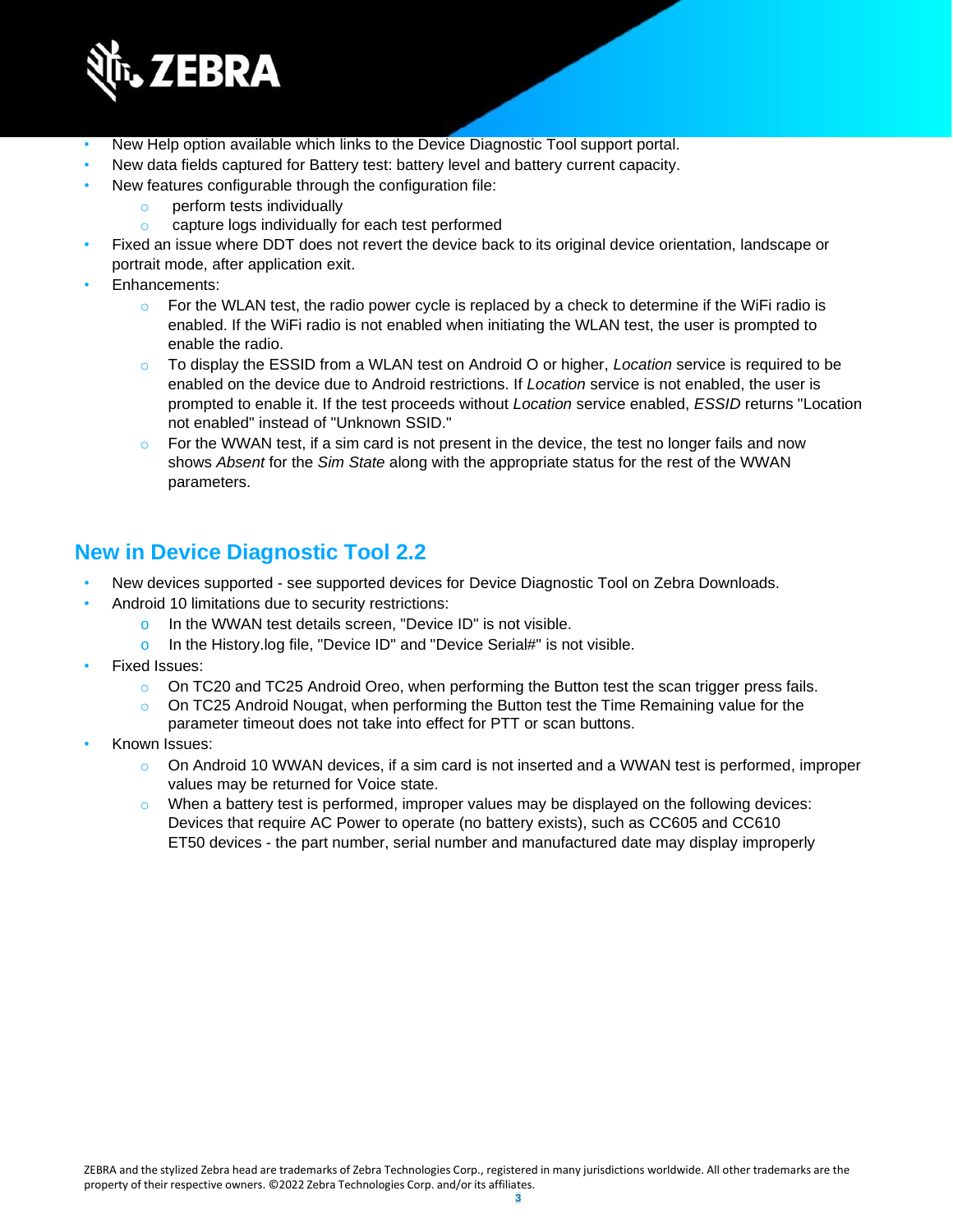- New Help option available which links to the Device Diagnostic Tool support portal.
- New data fields captured for Battery test: battery level and battery current capacity.
- New features configurable through the configuration file:
  - perform tests individually
  - capture logs individually for each test performed
- Fixed an issue where DDT does not revert the device back to its original device orientation, landscape or portrait mode, after application exit.
- Enhancements:
  - For the WLAN test, the radio power cycle is replaced by a check to determine if the WiFi radio is enabled. If the WiFi radio is not enabled when initiating the WLAN test, the user is prompted to enable the radio.
  - To display the ESSID from a WLAN test on Android O or higher, *Location* service is required to be enabled on the device due to Android restrictions. If *Location* service is not enabled, the user is prompted to enable it. If the test proceeds without *Location* service enabled, *ESSID* returns "Location not enabled" instead of "Unknown SSID."
  - For the WWAN test, if a sim card is not present in the device, the test no longer fails and now shows *Absent* for the *Sim State* along with the appropriate status for the rest of the WWAN parameters.

## New in Device Diagnostic Tool 2.2

- New devices supported - see supported devices for Device Diagnostic Tool on Zebra Downloads.
- Android 10 limitations due to security restrictions:
  - In the WWAN test details screen, "Device ID" is not visible.
  - In the History.log file, "Device ID" and "Device Serial#" is not visible.
- Fixed Issues:
  - On TC20 and TC25 Android Oreo, when performing the Button test the scan trigger press fails.
  - On TC25 Android Nougat, when performing the Button test the Time Remaining value for the parameter timeout does not take into effect for PTT or scan buttons.
- Known Issues:
  - On Android 10 WWAN devices, if a sim card is not inserted and a WWAN test is performed, improper values may be returned for Voice state.
  - When a battery test is performed, improper values may be displayed on the following devices: Devices that require AC Power to operate (no battery exists), such as CC605 and CC610 ET50 devices - the part number, serial number and manufactured date may display improperly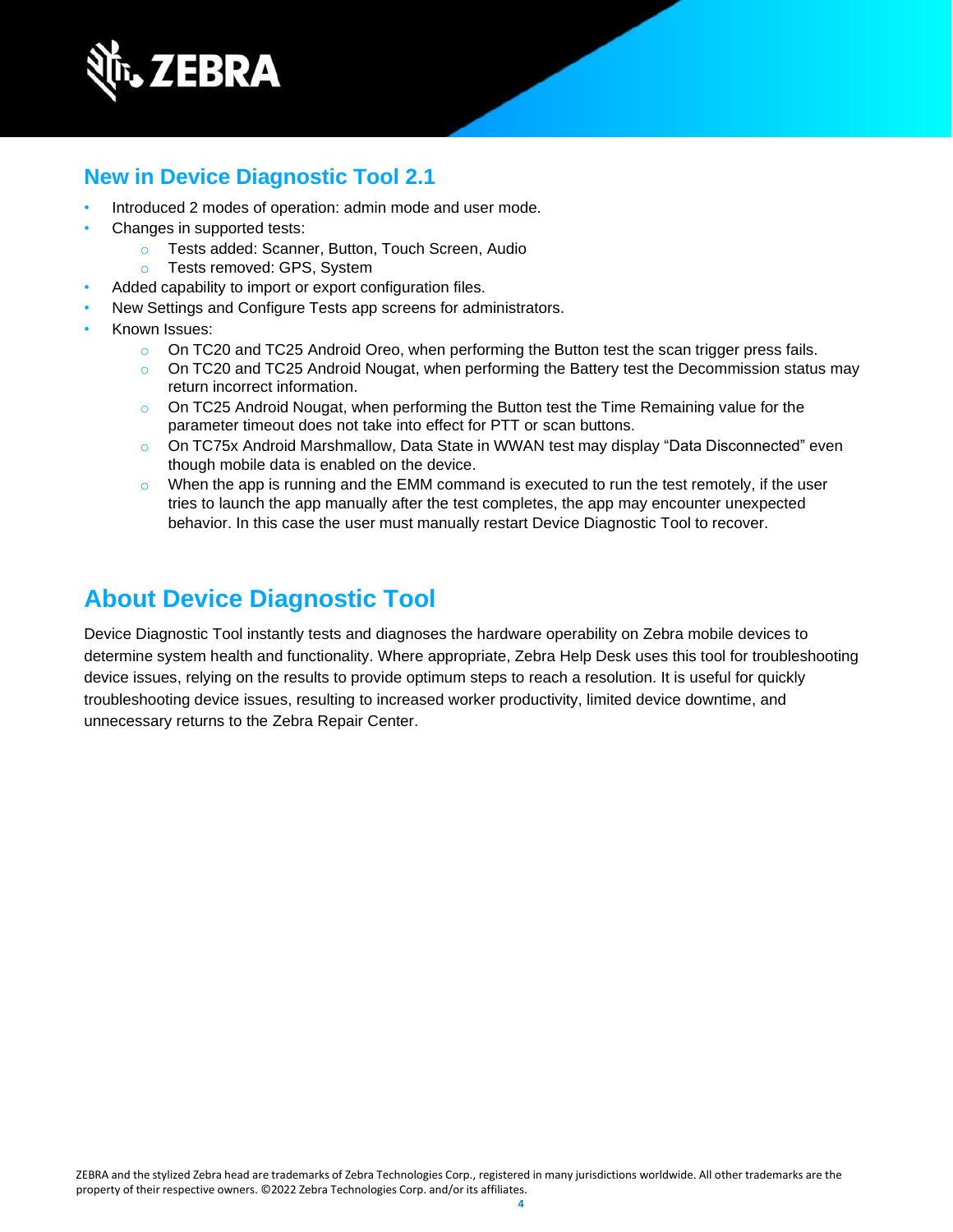## New in Device Diagnostic Tool 2.1

- Introduced 2 modes of operation: admin mode and user mode.
- Changes in supported tests:
  - Tests added: Scanner, Button, Touch Screen, Audio
  - Tests removed: GPS, System
- Added capability to import or export configuration files.
- New Settings and Configure Tests app screens for administrators.
- Known Issues:
  - On TC20 and TC25 Android Oreo, when performing the Button test the scan trigger press fails.
  - On TC20 and TC25 Android Nougat, when performing the Battery test the Decommission status may return incorrect information.
  - On TC25 Android Nougat, when performing the Button test the Time Remaining value for the parameter timeout does not take into effect for PTT or scan buttons.
  - On TC75x Android Marshmallow, Data State in WWAN test may display “Data Disconnected” even though mobile data is enabled on the device.
  - When the app is running and the EMM command is executed to run the test remotely, if the user tries to launch the app manually after the test completes, the app may encounter unexpected behavior. In this case the user must manually restart Device Diagnostic Tool to recover.

## About Device Diagnostic Tool

Device Diagnostic Tool instantly tests and diagnoses the hardware operability on Zebra mobile devices to determine system health and functionality. Where appropriate, Zebra Help Desk uses this tool for troubleshooting device issues, relying on the results to provide optimum steps to reach a resolution. It is useful for quickly troubleshooting device issues, resulting to increased worker productivity, limited device downtime, and unnecessary returns to the Zebra Repair Center.